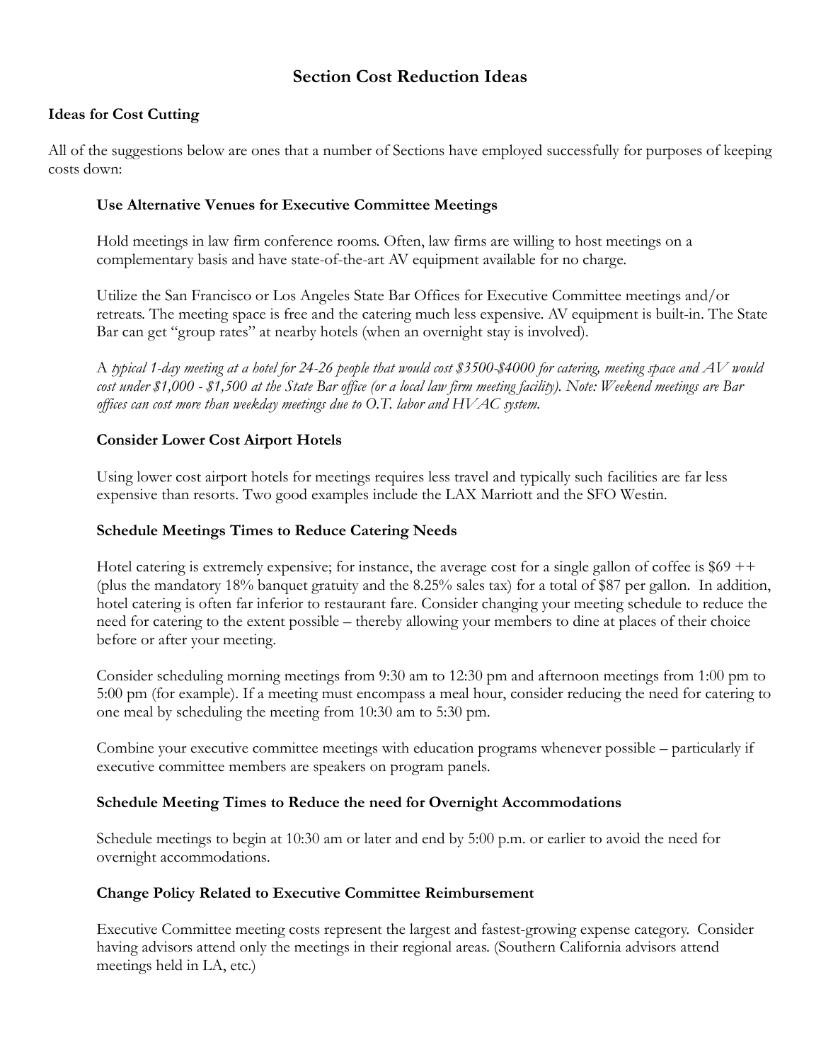# Section Cost Reduction Ideas

## Ideas for Cost Cutting

All of the suggestions below are ones that a number of Sections have employed successfully for purposes of keeping costs down:

### Use Alternative Venues for Executive Committee Meetings

Hold meetings in law firm conference rooms. Often, law firms are willing to host meetings on a complementary basis and have state-of-the-art AV equipment available for no charge.

Utilize the San Francisco or Los Angeles State Bar Offices for Executive Committee meetings and/or retreats. The meeting space is free and the catering much less expensive. AV equipment is built-in. The State Bar can get "group rates" at nearby hotels (when an overnight stay is involved).

A *typical 1-day meeting at a hotel for 24-26 people that would cost $3500-$4000 for catering, meeting space and AV would cost under $1,000 - $1,500 at the State Bar office (or a local law firm meeting facility). Note: Weekend meetings are Bar offices can cost more than weekday meetings due to O.T. labor and HVAC system.*

### Consider Lower Cost Airport Hotels

Using lower cost airport hotels for meetings requires less travel and typically such facilities are far less expensive than resorts. Two good examples include the LAX Marriott and the SFO Westin.

### Schedule Meetings Times to Reduce Catering Needs

Hotel catering is extremely expensive; for instance, the average cost for a single gallon of coffee is $69 ++ (plus the mandatory 18% banquet gratuity and the 8.25% sales tax) for a total of $87 per gallon. In addition, hotel catering is often far inferior to restaurant fare. Consider changing your meeting schedule to reduce the need for catering to the extent possible – thereby allowing your members to dine at places of their choice before or after your meeting.

Consider scheduling morning meetings from 9:30 am to 12:30 pm and afternoon meetings from 1:00 pm to 5:00 pm (for example). If a meeting must encompass a meal hour, consider reducing the need for catering to one meal by scheduling the meeting from 10:30 am to 5:30 pm.

Combine your executive committee meetings with education programs whenever possible – particularly if executive committee members are speakers on program panels.

### Schedule Meeting Times to Reduce the need for Overnight Accommodations

Schedule meetings to begin at 10:30 am or later and end by 5:00 p.m. or earlier to avoid the need for overnight accommodations.

### Change Policy Related to Executive Committee Reimbursement

Executive Committee meeting costs represent the largest and fastest-growing expense category. Consider having advisors attend only the meetings in their regional areas. (Southern California advisors attend meetings held in LA, etc.)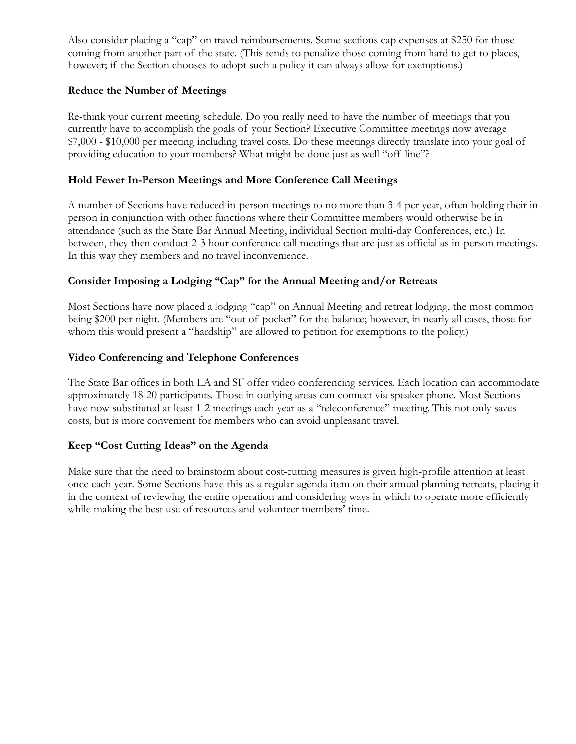Also consider placing a "cap" on travel reimbursements. Some sections cap expenses at $250 for those coming from another part of the state. (This tends to penalize those coming from hard to get to places, however; if the Section chooses to adopt such a policy it can always allow for exemptions.)

### Reduce the Number of Meetings

Re-think your current meeting schedule. Do you really need to have the number of meetings that you currently have to accomplish the goals of your Section? Executive Committee meetings now average $7,000 - $10,000 per meeting including travel costs. Do these meetings directly translate into your goal of providing education to your members? What might be done just as well "off line"?

### Hold Fewer In-Person Meetings and More Conference Call Meetings

A number of Sections have reduced in-person meetings to no more than 3-4 per year, often holding their in-person in conjunction with other functions where their Committee members would otherwise be in attendance (such as the State Bar Annual Meeting, individual Section multi-day Conferences, etc.) In between, they then conduct 2-3 hour conference call meetings that are just as official as in-person meetings. In this way they members and no travel inconvenience.

### Consider Imposing a Lodging "Cap" for the Annual Meeting and/or Retreats

Most Sections have now placed a lodging "cap" on Annual Meeting and retreat lodging, the most common being $200 per night. (Members are "out of pocket" for the balance; however, in nearly all cases, those for whom this would present a "hardship" are allowed to petition for exemptions to the policy.)

### Video Conferencing and Telephone Conferences

The State Bar offices in both LA and SF offer video conferencing services. Each location can accommodate approximately 18-20 participants. Those in outlying areas can connect via speaker phone. Most Sections have now substituted at least 1-2 meetings each year as a "teleconference" meeting. This not only saves costs, but is more convenient for members who can avoid unpleasant travel.

### Keep "Cost Cutting Ideas" on the Agenda

Make sure that the need to brainstorm about cost-cutting measures is given high-profile attention at least once each year. Some Sections have this as a regular agenda item on their annual planning retreats, placing it in the context of reviewing the entire operation and considering ways in which to operate more efficiently while making the best use of resources and volunteer members' time.